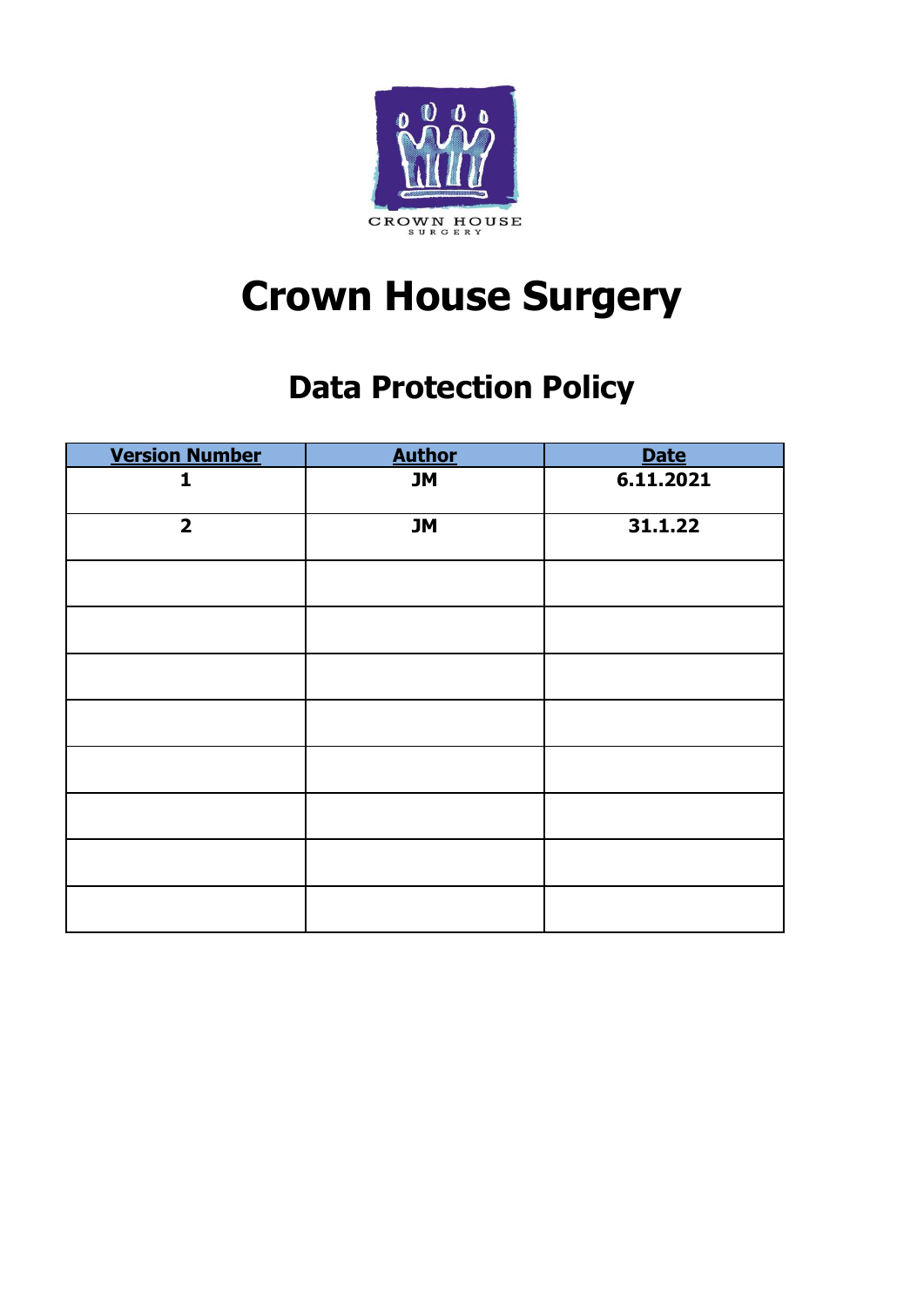CROWN HOUSE SURGERY

# Crown House Surgery

## Data Protection Policy

| Version Number | Author | Date |
|---|---|---|
| 1 | JM | 6.11.2021 |
| 2 | JM | 31.1.22 |
| | | |
| | | |
| | | |
| | | |
| | | |
| | | |
| | | |
| | | |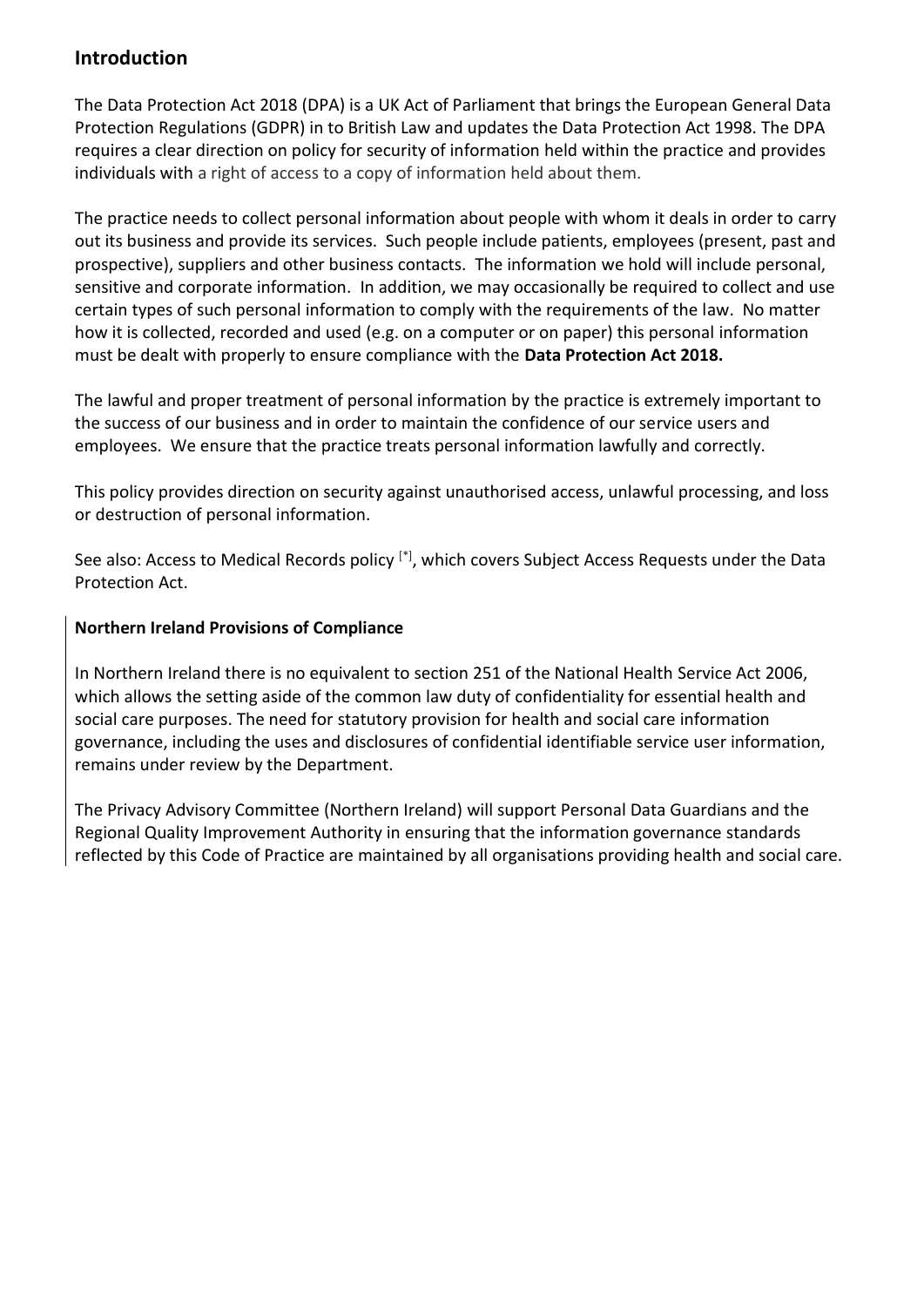## Introduction

The Data Protection Act 2018 (DPA) is a UK Act of Parliament that brings the European General Data Protection Regulations (GDPR) in to British Law and updates the Data Protection Act 1998. The DPA requires a clear direction on policy for security of information held within the practice and provides individuals with a right of access to a copy of information held about them.

The practice needs to collect personal information about people with whom it deals in order to carry out its business and provide its services. Such people include patients, employees (present, past and prospective), suppliers and other business contacts. The information we hold will include personal, sensitive and corporate information. In addition, we may occasionally be required to collect and use certain types of such personal information to comply with the requirements of the law. No matter how it is collected, recorded and used (e.g. on a computer or on paper) this personal information must be dealt with properly to ensure compliance with the **Data Protection Act 2018.**

The lawful and proper treatment of personal information by the practice is extremely important to the success of our business and in order to maintain the confidence of our service users and employees. We ensure that the practice treats personal information lawfully and correctly.

This policy provides direction on security against unauthorised access, unlawful processing, and loss or destruction of personal information.

See also: Access to Medical Records policy [*], which covers Subject Access Requests under the Data Protection Act.

**Northern Ireland Provisions of Compliance**

In Northern Ireland there is no equivalent to section 251 of the National Health Service Act 2006, which allows the setting aside of the common law duty of confidentiality for essential health and social care purposes. The need for statutory provision for health and social care information governance, including the uses and disclosures of confidential identifiable service user information, remains under review by the Department.

The Privacy Advisory Committee (Northern Ireland) will support Personal Data Guardians and the Regional Quality Improvement Authority in ensuring that the information governance standards reflected by this Code of Practice are maintained by all organisations providing health and social care.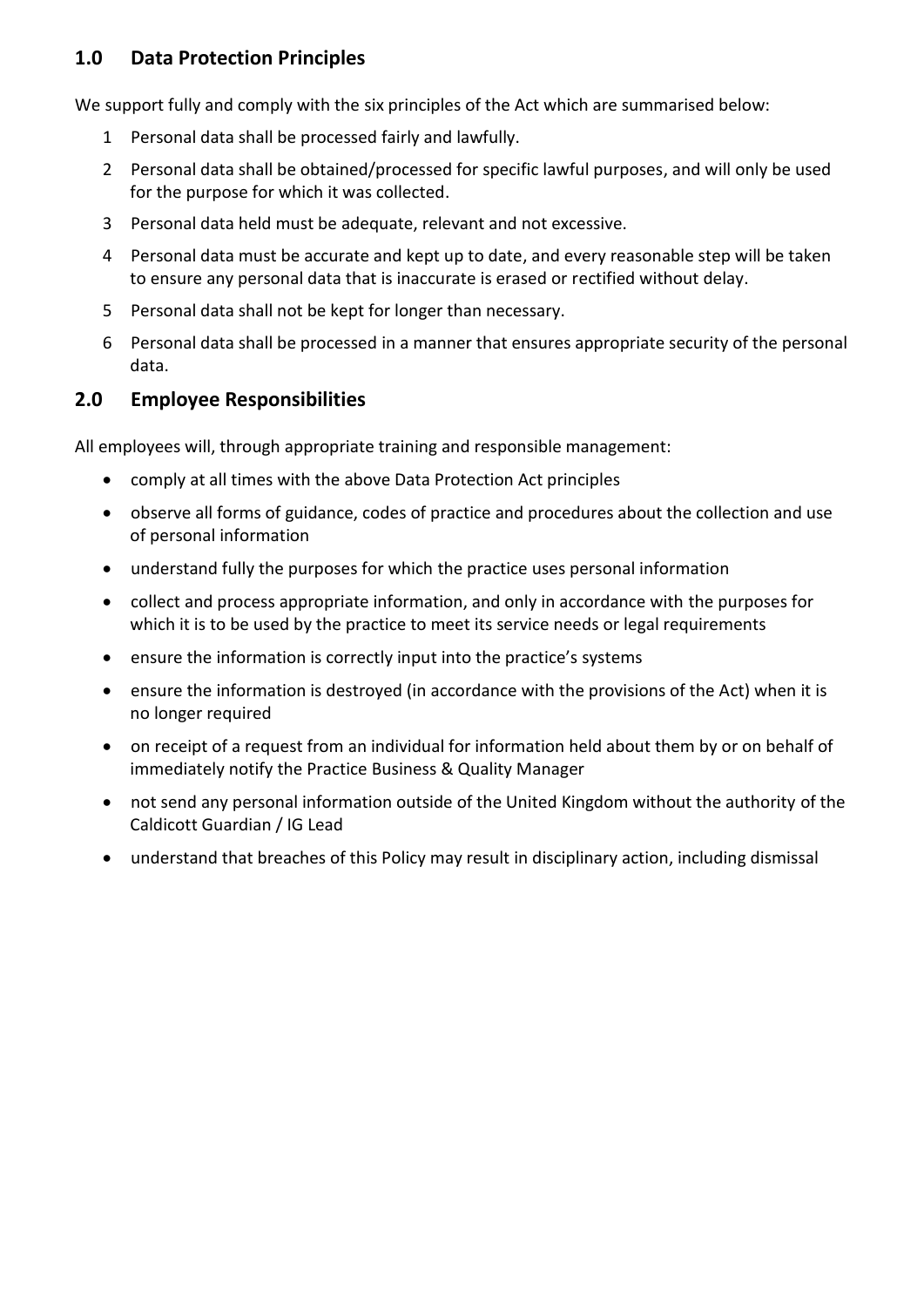## 1.0 Data Protection Principles

We support fully and comply with the six principles of the Act which are summarised below:

1. Personal data shall be processed fairly and lawfully.
2. Personal data shall be obtained/processed for specific lawful purposes, and will only be used for the purpose for which it was collected.
3. Personal data held must be adequate, relevant and not excessive.
4. Personal data must be accurate and kept up to date, and every reasonable step will be taken to ensure any personal data that is inaccurate is erased or rectified without delay.
5. Personal data shall not be kept for longer than necessary.
6. Personal data shall be processed in a manner that ensures appropriate security of the personal data.

## 2.0 Employee Responsibilities

All employees will, through appropriate training and responsible management:

- comply at all times with the above Data Protection Act principles
- observe all forms of guidance, codes of practice and procedures about the collection and use of personal information
- understand fully the purposes for which the practice uses personal information
- collect and process appropriate information, and only in accordance with the purposes for which it is to be used by the practice to meet its service needs or legal requirements
- ensure the information is correctly input into the practice's systems
- ensure the information is destroyed (in accordance with the provisions of the Act) when it is no longer required
- on receipt of a request from an individual for information held about them by or on behalf of immediately notify the Practice Business & Quality Manager
- not send any personal information outside of the United Kingdom without the authority of the Caldicott Guardian / IG Lead
- understand that breaches of this Policy may result in disciplinary action, including dismissal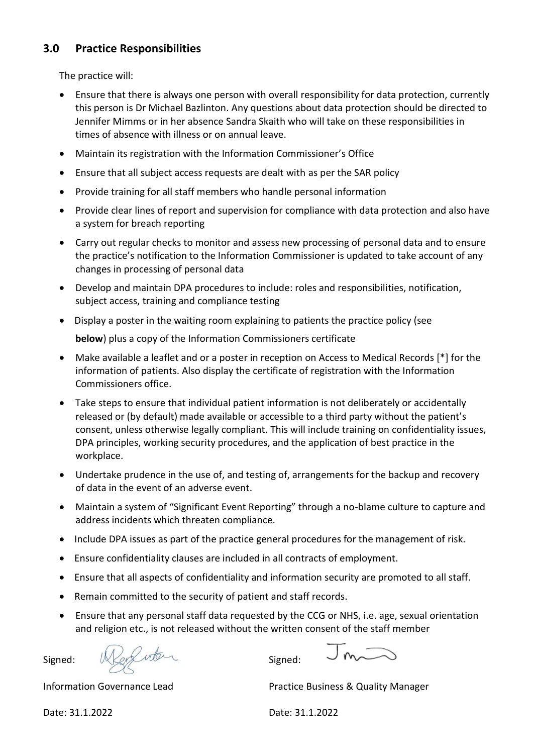## 3.0 Practice Responsibilities

The practice will:

- Ensure that there is always one person with overall responsibility for data protection, currently this person is Dr Michael Bazlinton. Any questions about data protection should be directed to Jennifer Mimms or in her absence Sandra Skaith who will take on these responsibilities in times of absence with illness or on annual leave.
- Maintain its registration with the Information Commissioner's Office
- Ensure that all subject access requests are dealt with as per the SAR policy
- Provide training for all staff members who handle personal information
- Provide clear lines of report and supervision for compliance with data protection and also have a system for breach reporting
- Carry out regular checks to monitor and assess new processing of personal data and to ensure the practice's notification to the Information Commissioner is updated to take account of any changes in processing of personal data
- Develop and maintain DPA procedures to include: roles and responsibilities, notification, subject access, training and compliance testing
- Display a poster in the waiting room explaining to patients the practice policy (see **below**) plus a copy of the Information Commissioners certificate
- Make available a leaflet and or a poster in reception on Access to Medical Records [*] for the information of patients. Also display the certificate of registration with the Information Commissioners office.
- Take steps to ensure that individual patient information is not deliberately or accidentally released or (by default) made available or accessible to a third party without the patient's consent, unless otherwise legally compliant. This will include training on confidentiality issues, DPA principles, working security procedures, and the application of best practice in the workplace.
- Undertake prudence in the use of, and testing of, arrangements for the backup and recovery of data in the event of an adverse event.
- Maintain a system of "Significant Event Reporting" through a no-blame culture to capture and address incidents which threaten compliance.
- Include DPA issues as part of the practice general procedures for the management of risk.
- Ensure confidentiality clauses are included in all contracts of employment.
- Ensure that all aspects of confidentiality and information security are promoted to all staff.
- Remain committed to the security of patient and staff records.
- Ensure that any personal staff data requested by the CCG or NHS, i.e. age, sexual orientation and religion etc., is not released without the written consent of the staff member

Signed:

Information Governance Lead

Date: 31.1.2022

Signed:

Practice Business & Quality Manager

Date: 31.1.2022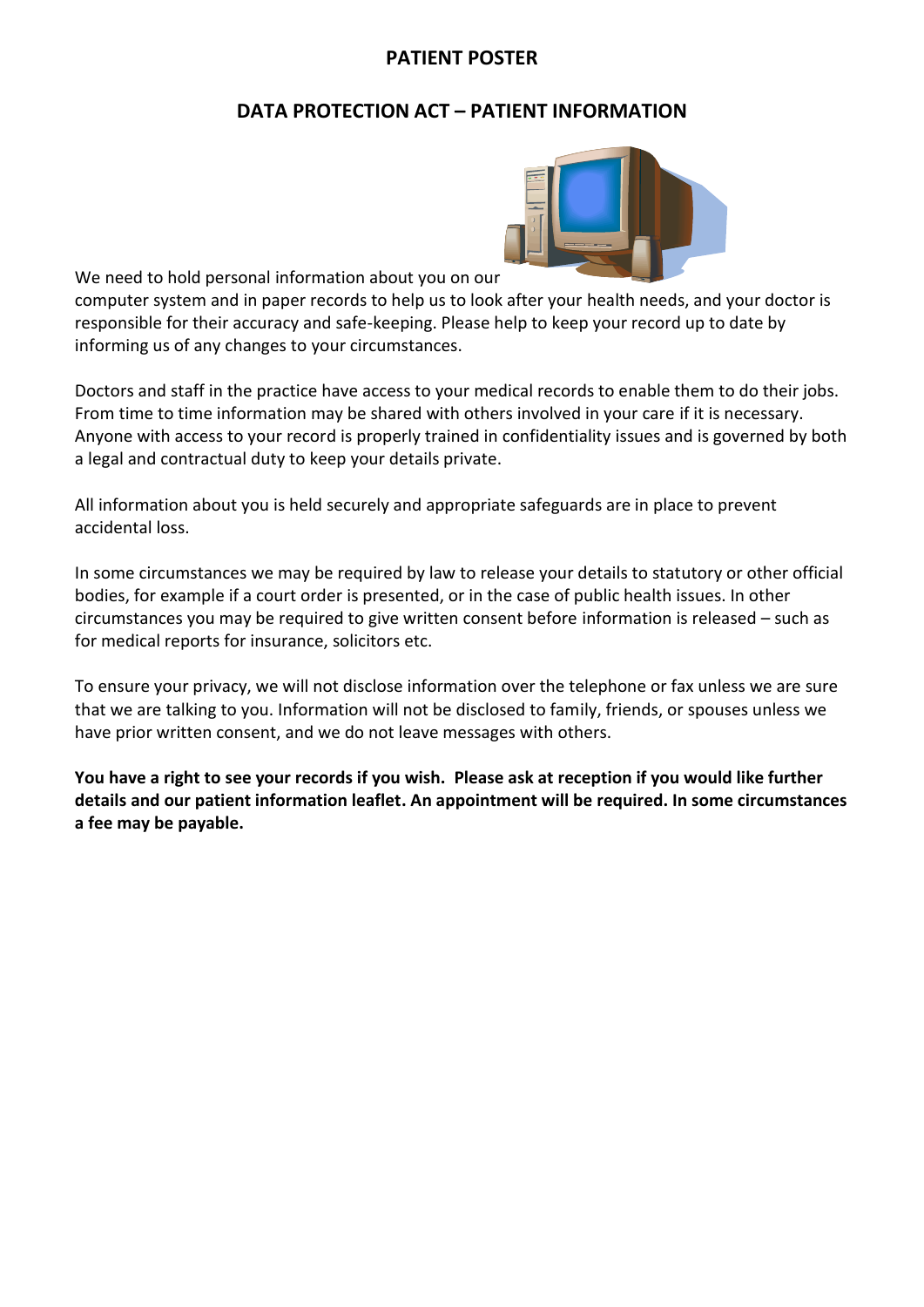## PATIENT POSTER

## DATA PROTECTION ACT – PATIENT INFORMATION

We need to hold personal information about you on our computer system and in paper records to help us to look after your health needs, and your doctor is responsible for their accuracy and safe-keeping. Please help to keep your record up to date by informing us of any changes to your circumstances.

Doctors and staff in the practice have access to your medical records to enable them to do their jobs. From time to time information may be shared with others involved in your care if it is necessary. Anyone with access to your record is properly trained in confidentiality issues and is governed by both a legal and contractual duty to keep your details private.

All information about you is held securely and appropriate safeguards are in place to prevent accidental loss.

In some circumstances we may be required by law to release your details to statutory or other official bodies, for example if a court order is presented, or in the case of public health issues. In other circumstances you may be required to give written consent before information is released – such as for medical reports for insurance, solicitors etc.

To ensure your privacy, we will not disclose information over the telephone or fax unless we are sure that we are talking to you. Information will not be disclosed to family, friends, or spouses unless we have prior written consent, and we do not leave messages with others.

**You have a right to see your records if you wish. Please ask at reception if you would like further details and our patient information leaflet. An appointment will be required. In some circumstances a fee may be payable.**